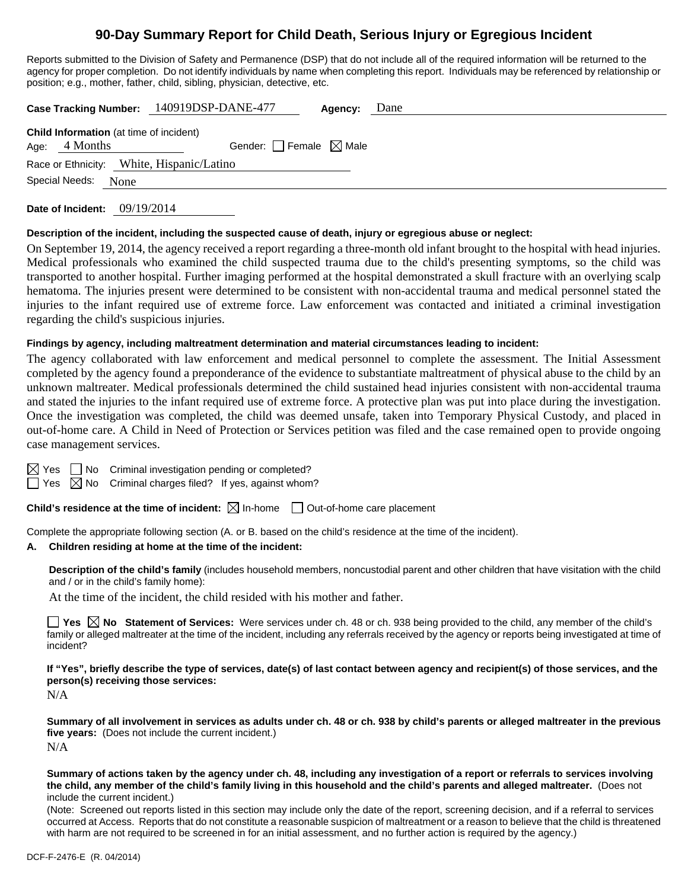# 90-Day Summary Report for Child Death, Serious Injury or Egregious Incident

Reports submitted to the Division of Safety and Permanence (DSP) that do not include all of the required information will be returned to the agency for proper completion. Do not identify individuals by name when completing this report. Individuals may be referenced by relationship or position; e.g., mother, father, child, sibling, physician, detective, etc.

**Case Tracking Number:** 140919DSP-DANE-477 **Agency:** Dane

**Child Information** (at time of incident)

Age: 4 Months Gender: ☐ Female ☒ Male

Race or Ethnicity: White, Hispanic/Latino

Special Needs: None

**Date of Incident:** 09/19/2014

**Description of the incident, including the suspected cause of death, injury or egregious abuse or neglect:**

On September 19, 2014, the agency received a report regarding a three-month old infant brought to the hospital with head injuries. Medical professionals who examined the child suspected trauma due to the child's presenting symptoms, so the child was transported to another hospital. Further imaging performed at the hospital demonstrated a skull fracture with an overlying scalp hematoma. The injuries present were determined to be consistent with non-accidental trauma and medical personnel stated the injuries to the infant required use of extreme force. Law enforcement was contacted and initiated a criminal investigation regarding the child's suspicious injuries.

**Findings by agency, including maltreatment determination and material circumstances leading to incident:**

The agency collaborated with law enforcement and medical personnel to complete the assessment. The Initial Assessment completed by the agency found a preponderance of the evidence to substantiate maltreatment of physical abuse to the child by an unknown maltreater. Medical professionals determined the child sustained head injuries consistent with non-accidental trauma and stated the injuries to the infant required use of extreme force. A protective plan was put into place during the investigation. Once the investigation was completed, the child was deemed unsafe, taken into Temporary Physical Custody, and placed in out-of-home care. A Child in Need of Protection or Services petition was filed and the case remained open to provide ongoing case management services.

☒ Yes ☐ No Criminal investigation pending or completed?

☐ Yes ☒ No Criminal charges filed? If yes, against whom?

**Child's residence at the time of incident:** ☒ In-home ☐ Out-of-home care placement

Complete the appropriate following section (A. or B. based on the child's residence at the time of the incident).

**A. Children residing at home at the time of the incident:**

**Description of the child's family** (includes household members, noncustodial parent and other children that have visitation with the child and / or in the child's family home):

At the time of the incident, the child resided with his mother and father.

☐ **Yes** ☒ **No Statement of Services:** Were services under ch. 48 or ch. 938 being provided to the child, any member of the child's family or alleged maltreater at the time of the incident, including any referrals received by the agency or reports being investigated at time of incident?

**If "Yes", briefly describe the type of services, date(s) of last contact between agency and recipient(s) of those services, and the person(s) receiving those services:**

N/A

**Summary of all involvement in services as adults under ch. 48 or ch. 938 by child's parents or alleged maltreater in the previous five years:** (Does not include the current incident.)

N/A

**Summary of actions taken by the agency under ch. 48, including any investigation of a report or referrals to services involving the child, any member of the child's family living in this household and the child's parents and alleged maltreater.** (Does not include the current incident.)

(Note: Screened out reports listed in this section may include only the date of the report, screening decision, and if a referral to services occurred at Access. Reports that do not constitute a reasonable suspicion of maltreatment or a reason to believe that the child is threatened with harm are not required to be screened in for an initial assessment, and no further action is required by the agency.)

DCF-F-2476-E (R. 04/2014)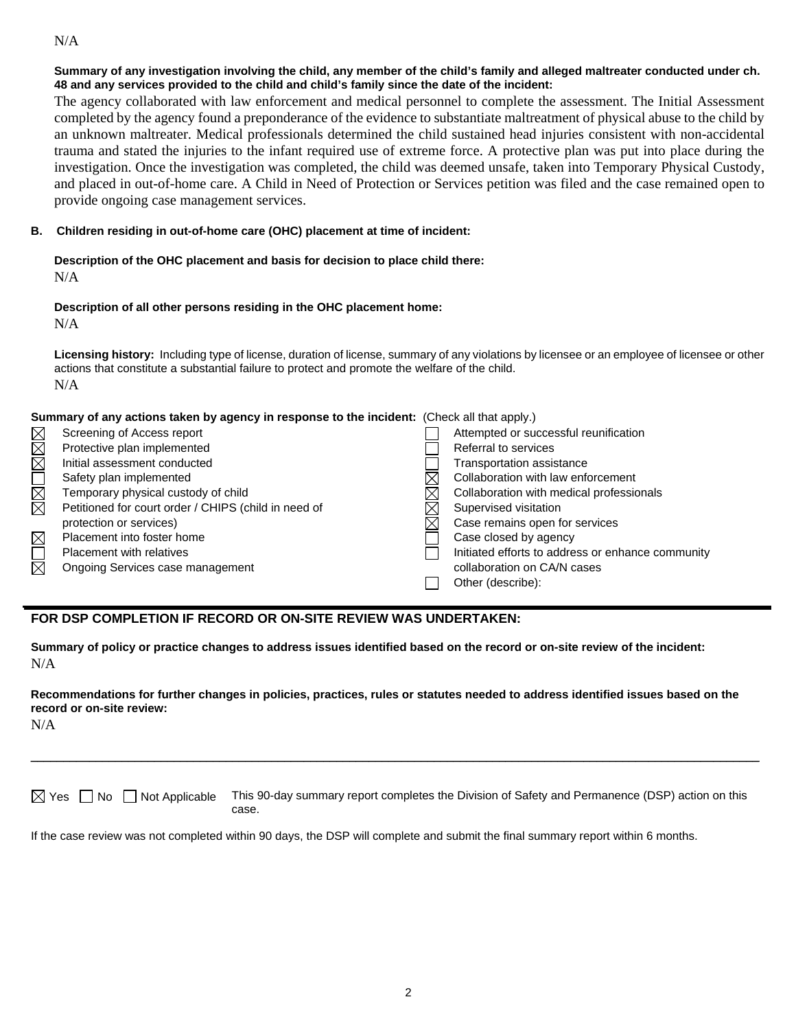N/A

**Summary of any investigation involving the child, any member of the child's family and alleged maltreater conducted under ch. 48 and any services provided to the child and child's family since the date of the incident:**

The agency collaborated with law enforcement and medical personnel to complete the assessment. The Initial Assessment completed by the agency found a preponderance of the evidence to substantiate maltreatment of physical abuse to the child by an unknown maltreater. Medical professionals determined the child sustained head injuries consistent with non-accidental trauma and stated the injuries to the infant required use of extreme force. A protective plan was put into place during the investigation. Once the investigation was completed, the child was deemed unsafe, taken into Temporary Physical Custody, and placed in out-of-home care. A Child in Need of Protection or Services petition was filed and the case remained open to provide ongoing case management services.

**B. Children residing in out-of-home care (OHC) placement at time of incident:**

**Description of the OHC placement and basis for decision to place child there:**
N/A

**Description of all other persons residing in the OHC placement home:**
N/A

**Licensing history:** Including type of license, duration of license, summary of any violations by licensee or an employee of licensee or other actions that constitute a substantial failure to protect and promote the welfare of the child.
N/A

**Summary of any actions taken by agency in response to the incident:** (Check all that apply.)

- ☒ Screening of Access report
- ☒ Protective plan implemented
- ☒ Initial assessment conducted
- ☐ Safety plan implemented
- ☒ Temporary physical custody of child
- ☒ Petitioned for court order / CHIPS (child in need of protection or services)
- ☒ Placement into foster home
- ☐ Placement with relatives
- ☒ Ongoing Services case management
- ☐ Attempted or successful reunification
- ☐ Referral to services
- ☐ Transportation assistance
- ☒ Collaboration with law enforcement
- ☒ Collaboration with medical professionals
- ☒ Supervised visitation
- ☒ Case remains open for services
- ☐ Case closed by agency
- ☐ Initiated efforts to address or enhance community collaboration on CA/N cases
- ☐ Other (describe):

## FOR DSP COMPLETION IF RECORD OR ON-SITE REVIEW WAS UNDERTAKEN:

**Summary of policy or practice changes to address issues identified based on the record or on-site review of the incident:**
N/A

**Recommendations for further changes in policies, practices, rules or statutes needed to address identified issues based on the record or on-site review:**
N/A

---

☒ Yes ☐ No ☐ Not Applicable This 90-day summary report completes the Division of Safety and Permanence (DSP) action on this case.

If the case review was not completed within 90 days, the DSP will complete and submit the final summary report within 6 months.